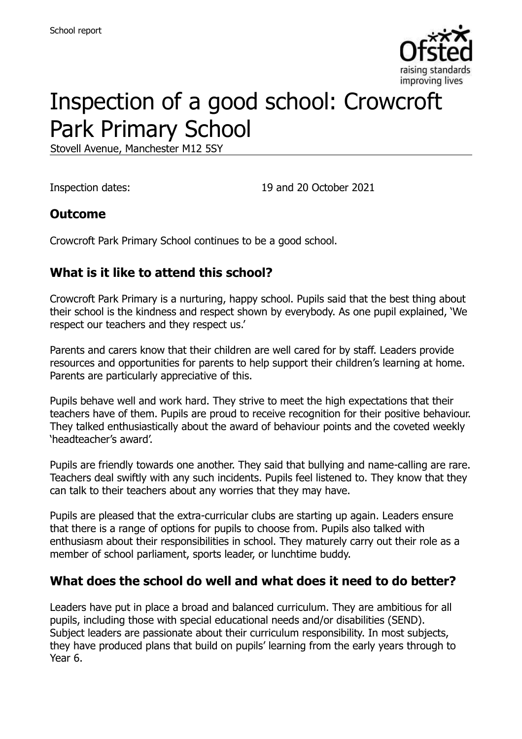School report

# Inspection of a good school: Crowcroft Park Primary School

Stovell Avenue, Manchester M12 5SY

Inspection dates: 19 and 20 October 2021

## Outcome

Crowcroft Park Primary School continues to be a good school.

## What is it like to attend this school?

Crowcroft Park Primary is a nurturing, happy school. Pupils said that the best thing about their school is the kindness and respect shown by everybody. As one pupil explained, 'We respect our teachers and they respect us.'

Parents and carers know that their children are well cared for by staff. Leaders provide resources and opportunities for parents to help support their children's learning at home. Parents are particularly appreciative of this.

Pupils behave well and work hard. They strive to meet the high expectations that their teachers have of them. Pupils are proud to receive recognition for their positive behaviour. They talked enthusiastically about the award of behaviour points and the coveted weekly 'headteacher's award'.

Pupils are friendly towards one another. They said that bullying and name-calling are rare. Teachers deal swiftly with any such incidents. Pupils feel listened to. They know that they can talk to their teachers about any worries that they may have.

Pupils are pleased that the extra-curricular clubs are starting up again. Leaders ensure that there is a range of options for pupils to choose from. Pupils also talked with enthusiasm about their responsibilities in school. They maturely carry out their role as a member of school parliament, sports leader, or lunchtime buddy.

## What does the school do well and what does it need to do better?

Leaders have put in place a broad and balanced curriculum. They are ambitious for all pupils, including those with special educational needs and/or disabilities (SEND). Subject leaders are passionate about their curriculum responsibility. In most subjects, they have produced plans that build on pupils' learning from the early years through to Year 6.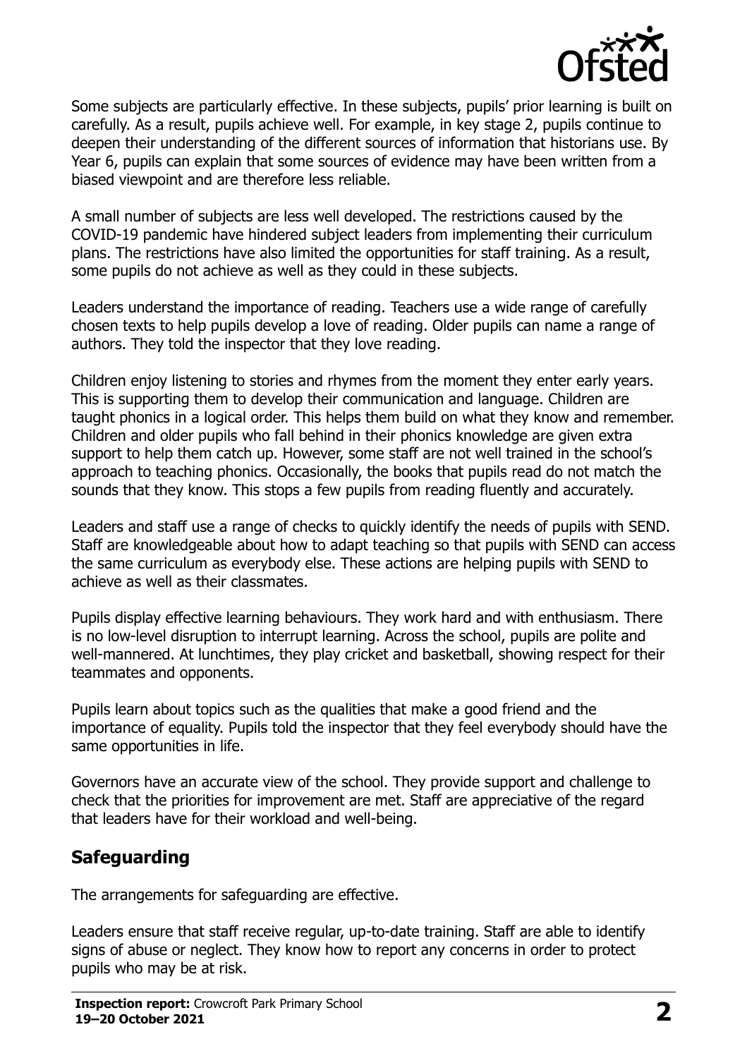Some subjects are particularly effective. In these subjects, pupils' prior learning is built on carefully. As a result, pupils achieve well. For example, in key stage 2, pupils continue to deepen their understanding of the different sources of information that historians use. By Year 6, pupils can explain that some sources of evidence may have been written from a biased viewpoint and are therefore less reliable.

A small number of subjects are less well developed. The restrictions caused by the COVID-19 pandemic have hindered subject leaders from implementing their curriculum plans. The restrictions have also limited the opportunities for staff training. As a result, some pupils do not achieve as well as they could in these subjects.

Leaders understand the importance of reading. Teachers use a wide range of carefully chosen texts to help pupils develop a love of reading. Older pupils can name a range of authors. They told the inspector that they love reading.

Children enjoy listening to stories and rhymes from the moment they enter early years. This is supporting them to develop their communication and language. Children are taught phonics in a logical order. This helps them build on what they know and remember. Children and older pupils who fall behind in their phonics knowledge are given extra support to help them catch up. However, some staff are not well trained in the school's approach to teaching phonics. Occasionally, the books that pupils read do not match the sounds that they know. This stops a few pupils from reading fluently and accurately.

Leaders and staff use a range of checks to quickly identify the needs of pupils with SEND. Staff are knowledgeable about how to adapt teaching so that pupils with SEND can access the same curriculum as everybody else. These actions are helping pupils with SEND to achieve as well as their classmates.

Pupils display effective learning behaviours. They work hard and with enthusiasm. There is no low-level disruption to interrupt learning. Across the school, pupils are polite and well-mannered. At lunchtimes, they play cricket and basketball, showing respect for their teammates and opponents.

Pupils learn about topics such as the qualities that make a good friend and the importance of equality. Pupils told the inspector that they feel everybody should have the same opportunities in life.

Governors have an accurate view of the school. They provide support and challenge to check that the priorities for improvement are met. Staff are appreciative of the regard that leaders have for their workload and well-being.

## Safeguarding

The arrangements for safeguarding are effective.

Leaders ensure that staff receive regular, up-to-date training. Staff are able to identify signs of abuse or neglect. They know how to report any concerns in order to protect pupils who may be at risk.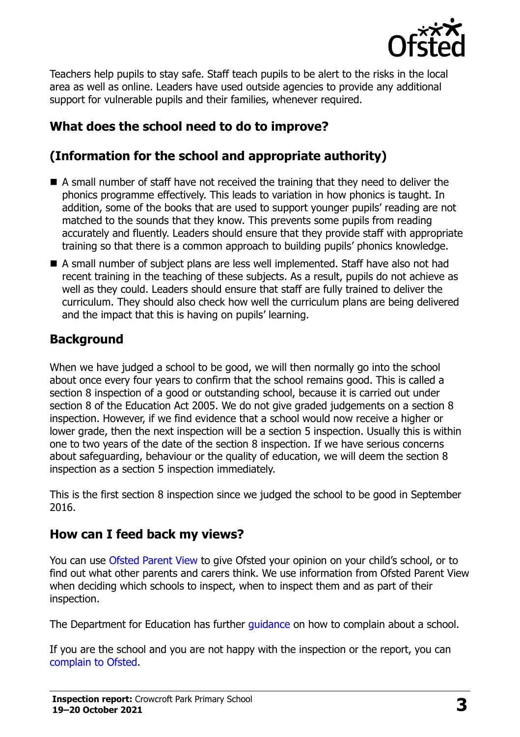Teachers help pupils to stay safe. Staff teach pupils to be alert to the risks in the local area as well as online. Leaders have used outside agencies to provide any additional support for vulnerable pupils and their families, whenever required.

## What does the school need to do to improve?

## (Information for the school and appropriate authority)

- A small number of staff have not received the training that they need to deliver the phonics programme effectively. This leads to variation in how phonics is taught. In addition, some of the books that are used to support younger pupils' reading are not matched to the sounds that they know. This prevents some pupils from reading accurately and fluently. Leaders should ensure that they provide staff with appropriate training so that there is a common approach to building pupils' phonics knowledge.
- A small number of subject plans are less well implemented. Staff have also not had recent training in the teaching of these subjects. As a result, pupils do not achieve as well as they could. Leaders should ensure that staff are fully trained to deliver the curriculum. They should also check how well the curriculum plans are being delivered and the impact that this is having on pupils' learning.

## Background

When we have judged a school to be good, we will then normally go into the school about once every four years to confirm that the school remains good. This is called a section 8 inspection of a good or outstanding school, because it is carried out under section 8 of the Education Act 2005. We do not give graded judgements on a section 8 inspection. However, if we find evidence that a school would now receive a higher or lower grade, then the next inspection will be a section 5 inspection. Usually this is within one to two years of the date of the section 8 inspection. If we have serious concerns about safeguarding, behaviour or the quality of education, we will deem the section 8 inspection as a section 5 inspection immediately.

This is the first section 8 inspection since we judged the school to be good in September 2016.

## How can I feed back my views?

You can use Ofsted Parent View to give Ofsted your opinion on your child's school, or to find out what other parents and carers think. We use information from Ofsted Parent View when deciding which schools to inspect, when to inspect them and as part of their inspection.

The Department for Education has further guidance on how to complain about a school.

If you are the school and you are not happy with the inspection or the report, you can complain to Ofsted.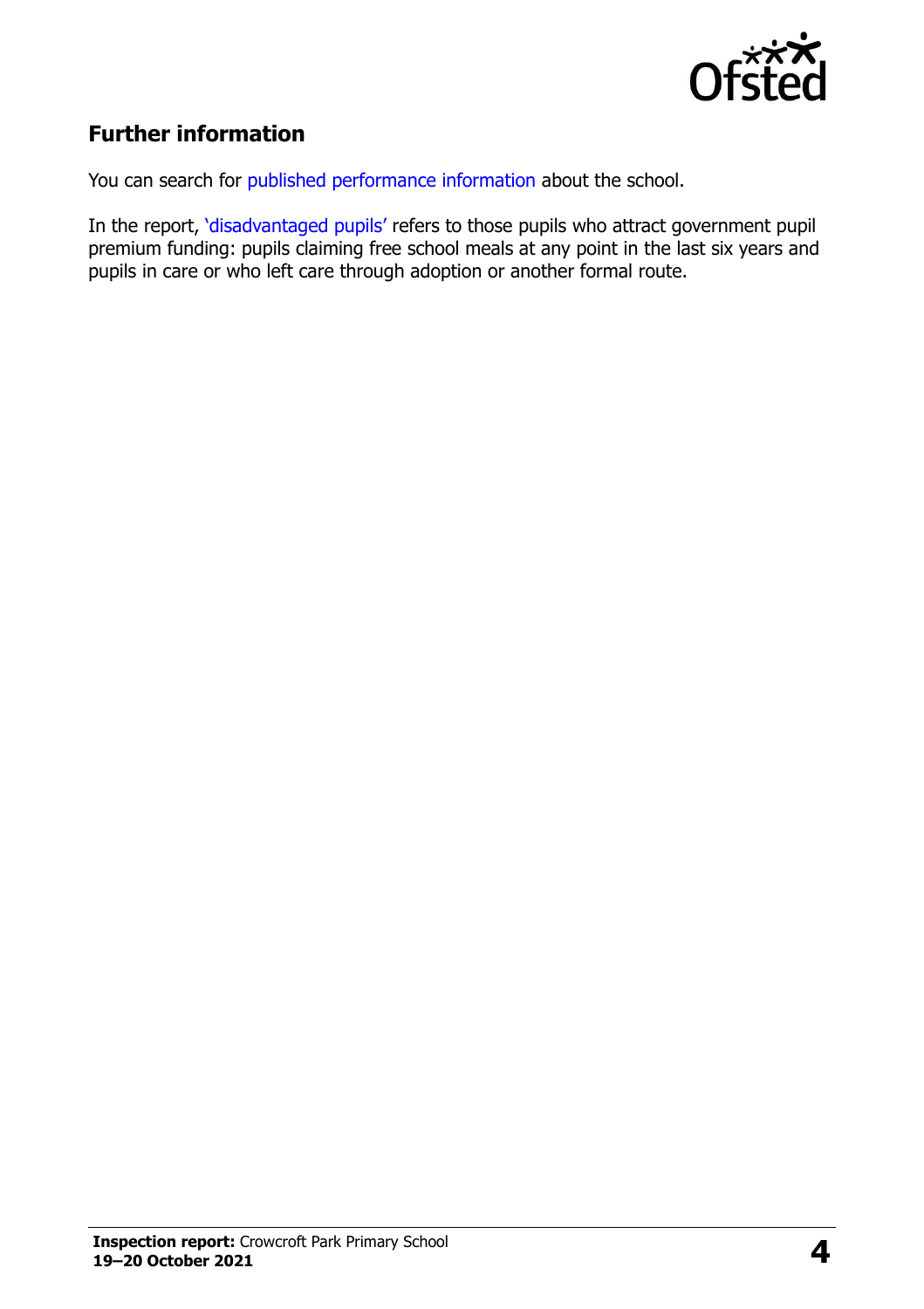## Further information

You can search for published performance information about the school.

In the report, 'disadvantaged pupils' refers to those pupils who attract government pupil premium funding: pupils claiming free school meals at any point in the last six years and pupils in care or who left care through adoption or another formal route.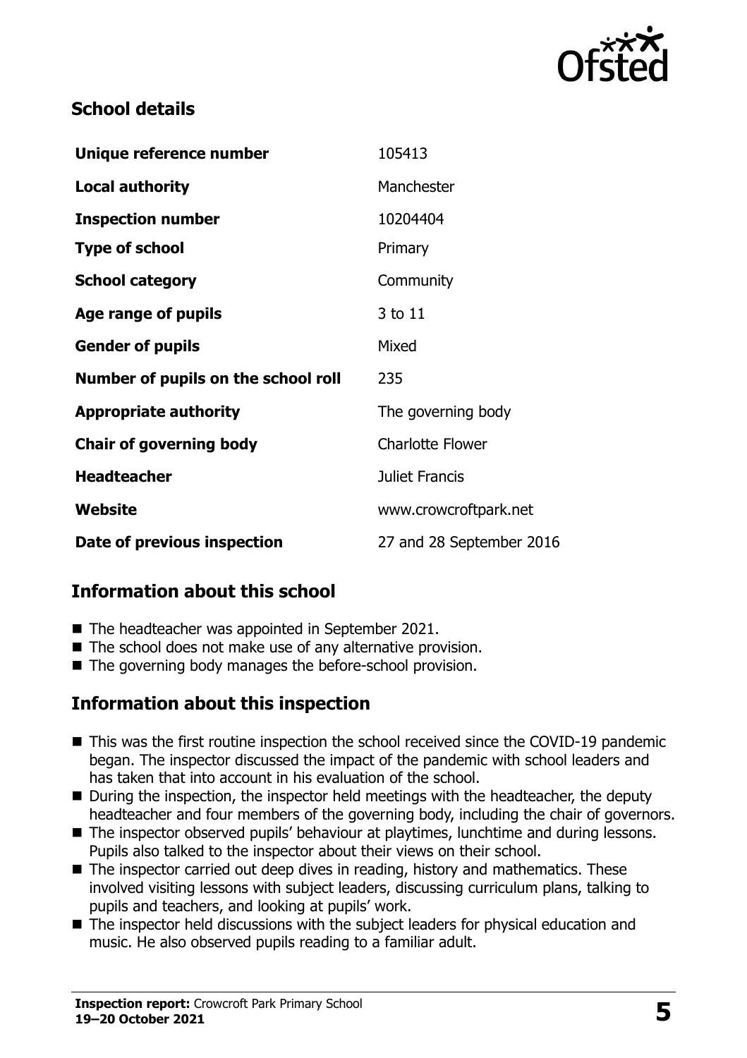## School details

| | |
|---|---|
| **Unique reference number** | 105413 |
| **Local authority** | Manchester |
| **Inspection number** | 10204404 |
| **Type of school** | Primary |
| **School category** | Community |
| **Age range of pupils** | 3 to 11 |
| **Gender of pupils** | Mixed |
| **Number of pupils on the school roll** | 235 |
| **Appropriate authority** | The governing body |
| **Chair of governing body** | Charlotte Flower |
| **Headteacher** | Juliet Francis |
| **Website** | www.crowcroftpark.net |
| **Date of previous inspection** | 27 and 28 September 2016 |

## Information about this school

- The headteacher was appointed in September 2021.
- The school does not make use of any alternative provision.
- The governing body manages the before-school provision.

## Information about this inspection

- This was the first routine inspection the school received since the COVID-19 pandemic began. The inspector discussed the impact of the pandemic with school leaders and has taken that into account in his evaluation of the school.
- During the inspection, the inspector held meetings with the headteacher, the deputy headteacher and four members of the governing body, including the chair of governors.
- The inspector observed pupils' behaviour at playtimes, lunchtime and during lessons. Pupils also talked to the inspector about their views on their school.
- The inspector carried out deep dives in reading, history and mathematics. These involved visiting lessons with subject leaders, discussing curriculum plans, talking to pupils and teachers, and looking at pupils' work.
- The inspector held discussions with the subject leaders for physical education and music. He also observed pupils reading to a familiar adult.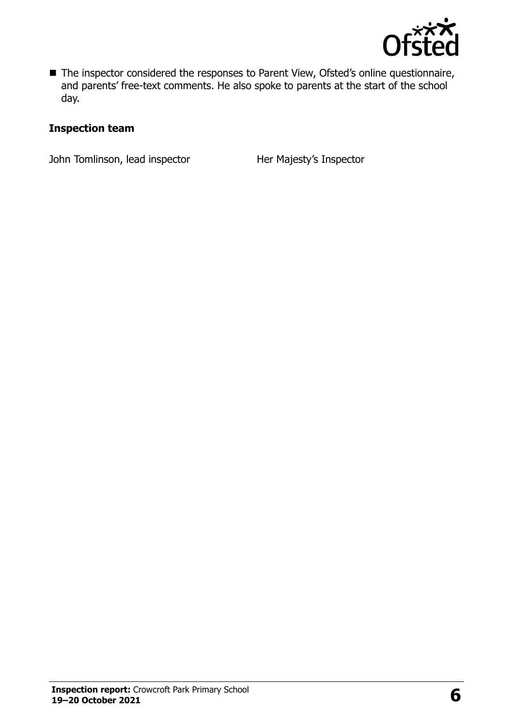- The inspector considered the responses to Parent View, Ofsted's online questionnaire, and parents' free-text comments. He also spoke to parents at the start of the school day.

### Inspection team

| | |
|---|---|
| John Tomlinson, lead inspector | Her Majesty's Inspector |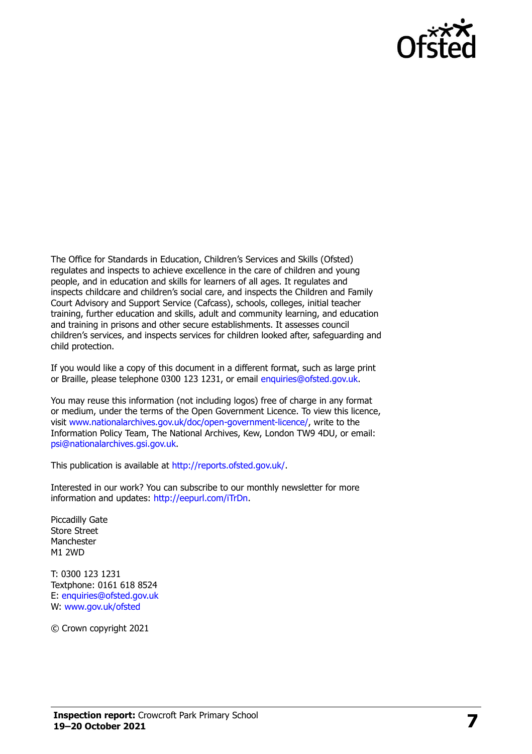The Office for Standards in Education, Children's Services and Skills (Ofsted) regulates and inspects to achieve excellence in the care of children and young people, and in education and skills for learners of all ages. It regulates and inspects childcare and children's social care, and inspects the Children and Family Court Advisory and Support Service (Cafcass), schools, colleges, initial teacher training, further education and skills, adult and community learning, and education and training in prisons and other secure establishments. It assesses council children's services, and inspects services for children looked after, safeguarding and child protection.

If you would like a copy of this document in a different format, such as large print or Braille, please telephone 0300 123 1231, or email enquiries@ofsted.gov.uk.

You may reuse this information (not including logos) free of charge in any format or medium, under the terms of the Open Government Licence. To view this licence, visit www.nationalarchives.gov.uk/doc/open-government-licence/, write to the Information Policy Team, The National Archives, Kew, London TW9 4DU, or email: psi@nationalarchives.gsi.gov.uk.

This publication is available at http://reports.ofsted.gov.uk/.

Interested in our work? You can subscribe to our monthly newsletter for more information and updates: http://eepurl.com/iTrDn.

Piccadilly Gate
Store Street
Manchester
M1 2WD

T: 0300 123 1231
Textphone: 0161 618 8524
E: enquiries@ofsted.gov.uk
W: www.gov.uk/ofsted

© Crown copyright 2021